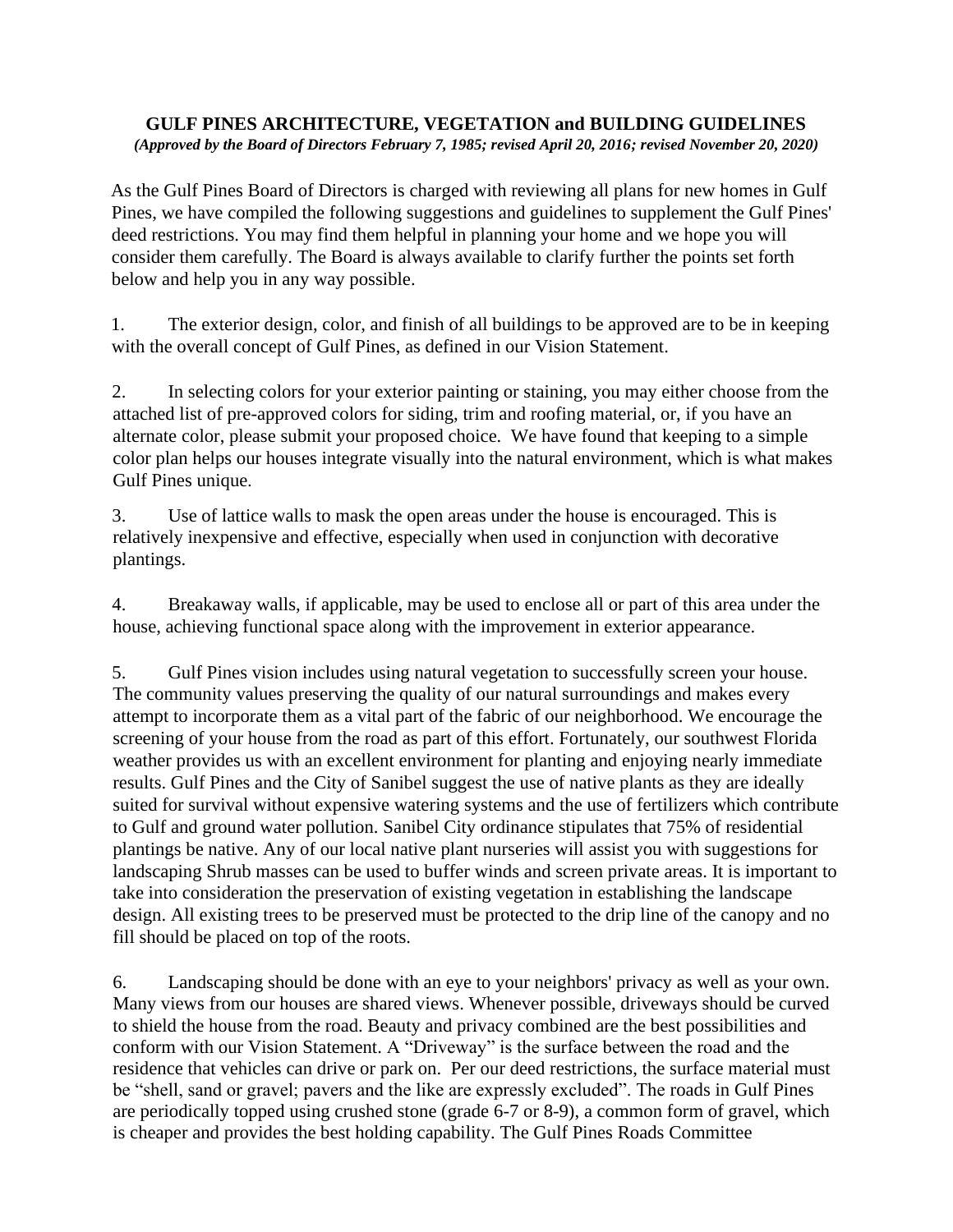**GULF PINES ARCHITECTURE, VEGETATION and BUILDING GUIDELINES**

***(Approved by the Board of Directors February 7, 1985; revised April 20, 2016; revised November 20, 2020)***

As the Gulf Pines Board of Directors is charged with reviewing all plans for new homes in Gulf Pines, we have compiled the following suggestions and guidelines to supplement the Gulf Pines' deed restrictions. You may find them helpful in planning your home and we hope you will consider them carefully. The Board is always available to clarify further the points set forth below and help you in any way possible.

1. The exterior design, color, and finish of all buildings to be approved are to be in keeping with the overall concept of Gulf Pines, as defined in our Vision Statement.

2. In selecting colors for your exterior painting or staining, you may either choose from the attached list of pre-approved colors for siding, trim and roofing material, or, if you have an alternate color, please submit your proposed choice. We have found that keeping to a simple color plan helps our houses integrate visually into the natural environment, which is what makes Gulf Pines unique.

3. Use of lattice walls to mask the open areas under the house is encouraged. This is relatively inexpensive and effective, especially when used in conjunction with decorative plantings.

4. Breakaway walls, if applicable, may be used to enclose all or part of this area under the house, achieving functional space along with the improvement in exterior appearance.

5. Gulf Pines vision includes using natural vegetation to successfully screen your house. The community values preserving the quality of our natural surroundings and makes every attempt to incorporate them as a vital part of the fabric of our neighborhood. We encourage the screening of your house from the road as part of this effort. Fortunately, our southwest Florida weather provides us with an excellent environment for planting and enjoying nearly immediate results. Gulf Pines and the City of Sanibel suggest the use of native plants as they are ideally suited for survival without expensive watering systems and the use of fertilizers which contribute to Gulf and ground water pollution. Sanibel City ordinance stipulates that 75% of residential plantings be native. Any of our local native plant nurseries will assist you with suggestions for landscaping Shrub masses can be used to buffer winds and screen private areas. It is important to take into consideration the preservation of existing vegetation in establishing the landscape design. All existing trees to be preserved must be protected to the drip line of the canopy and no fill should be placed on top of the roots.

6. Landscaping should be done with an eye to your neighbors' privacy as well as your own. Many views from our houses are shared views. Whenever possible, driveways should be curved to shield the house from the road. Beauty and privacy combined are the best possibilities and conform with our Vision Statement. A "Driveway" is the surface between the road and the residence that vehicles can drive or park on. Per our deed restrictions, the surface material must be "shell, sand or gravel; pavers and the like are expressly excluded". The roads in Gulf Pines are periodically topped using crushed stone (grade 6-7 or 8-9), a common form of gravel, which is cheaper and provides the best holding capability. The Gulf Pines Roads Committee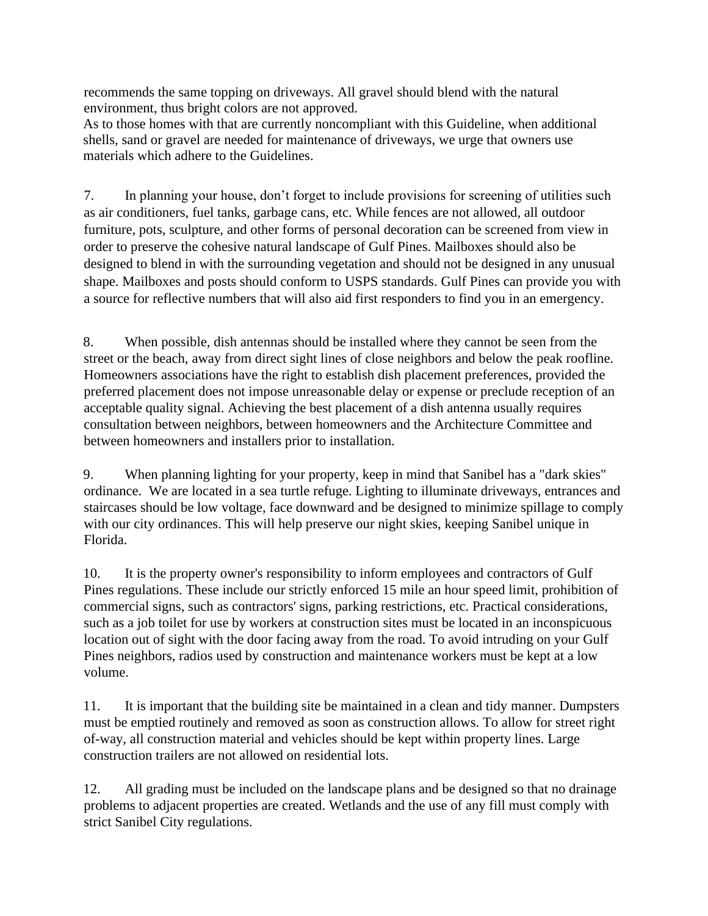recommends the same topping on driveways. All gravel should blend with the natural environment, thus bright colors are not approved.
As to those homes with that are currently noncompliant with this Guideline, when additional shells, sand or gravel are needed for maintenance of driveways, we urge that owners use materials which adhere to the Guidelines.

7. In planning your house, don’t forget to include provisions for screening of utilities such as air conditioners, fuel tanks, garbage cans, etc. While fences are not allowed, all outdoor furniture, pots, sculpture, and other forms of personal decoration can be screened from view in order to preserve the cohesive natural landscape of Gulf Pines. Mailboxes should also be designed to blend in with the surrounding vegetation and should not be designed in any unusual shape. Mailboxes and posts should conform to USPS standards. Gulf Pines can provide you with a source for reflective numbers that will also aid first responders to find you in an emergency.

8. When possible, dish antennas should be installed where they cannot be seen from the street or the beach, away from direct sight lines of close neighbors and below the peak roofline. Homeowners associations have the right to establish dish placement preferences, provided the preferred placement does not impose unreasonable delay or expense or preclude reception of an acceptable quality signal. Achieving the best placement of a dish antenna usually requires consultation between neighbors, between homeowners and the Architecture Committee and between homeowners and installers prior to installation.

9. When planning lighting for your property, keep in mind that Sanibel has a "dark skies" ordinance. We are located in a sea turtle refuge. Lighting to illuminate driveways, entrances and staircases should be low voltage, face downward and be designed to minimize spillage to comply with our city ordinances. This will help preserve our night skies, keeping Sanibel unique in Florida.

10. It is the property owner's responsibility to inform employees and contractors of Gulf Pines regulations. These include our strictly enforced 15 mile an hour speed limit, prohibition of commercial signs, such as contractors' signs, parking restrictions, etc. Practical considerations, such as a job toilet for use by workers at construction sites must be located in an inconspicuous location out of sight with the door facing away from the road. To avoid intruding on your Gulf Pines neighbors, radios used by construction and maintenance workers must be kept at a low volume.

11. It is important that the building site be maintained in a clean and tidy manner. Dumpsters must be emptied routinely and removed as soon as construction allows. To allow for street right of-way, all construction material and vehicles should be kept within property lines. Large construction trailers are not allowed on residential lots.

12. All grading must be included on the landscape plans and be designed so that no drainage problems to adjacent properties are created. Wetlands and the use of any fill must comply with strict Sanibel City regulations.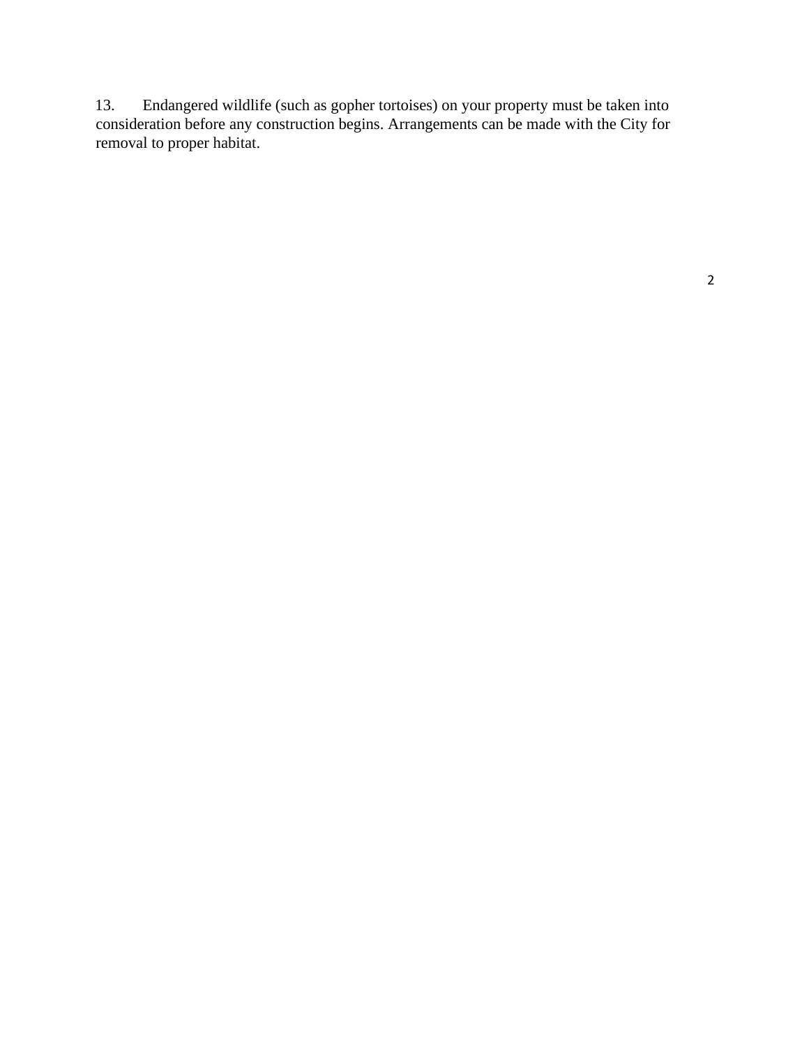13. Endangered wildlife (such as gopher tortoises) on your property must be taken into consideration before any construction begins. Arrangements can be made with the City for removal to proper habitat.